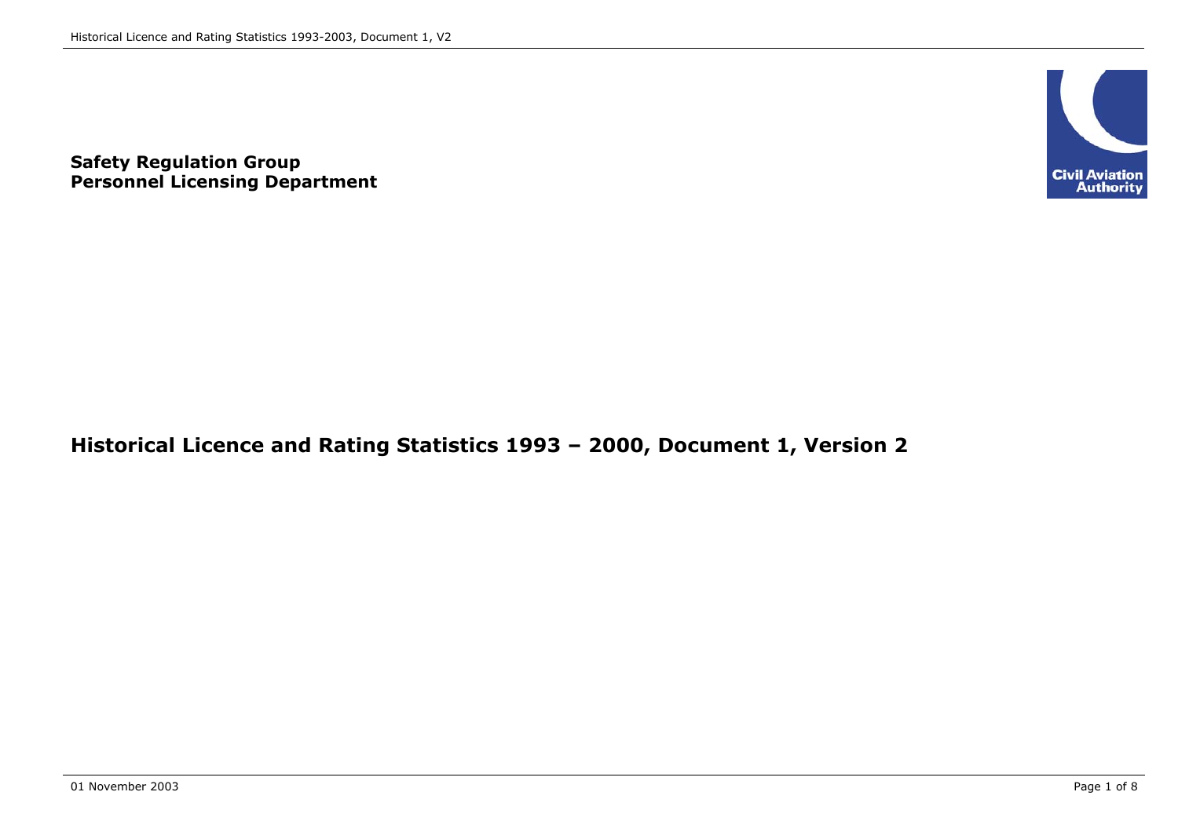**Safety Regulation Group**
**Personnel Licensing Department**

Civil Aviation Authority

# Historical Licence and Rating Statistics 1993 – 2000, Document 1, Version 2

01 November 2003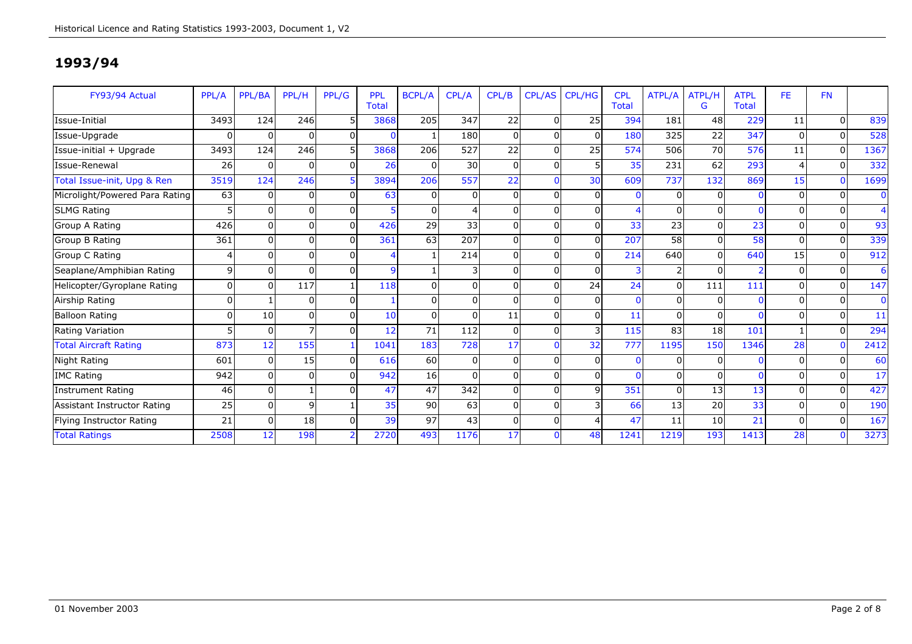# 1993/94

| FY93/94 Actual | PPL/A | PPL/BA | PPL/H | PPL/G | PPL Total | BCPL/A | CPL/A | CPL/B | CPL/AS | CPL/HG | CPL Total | ATPL/A | ATPL/HG | ATPL Total | FE | FN | |
|---|---|---|---|---|---|---|---|---|---|---|---|---|---|---|---|---|---|
| Issue-Initial | 3493 | 124 | 246 | 5 | 3868 | 205 | 347 | 22 | 0 | 25 | 394 | 181 | 48 | 229 | 11 | 0 | 839 |
| Issue-Upgrade | 0 | 0 | 0 | 0 | 0 | 1 | 180 | 0 | 0 | 0 | 180 | 325 | 22 | 347 | 0 | 0 | 528 |
| Issue-initial + Upgrade | 3493 | 124 | 246 | 5 | 3868 | 206 | 527 | 22 | 0 | 25 | 574 | 506 | 70 | 576 | 11 | 0 | 1367 |
| Issue-Renewal | 26 | 0 | 0 | 0 | 26 | 0 | 30 | 0 | 0 | 5 | 35 | 231 | 62 | 293 | 4 | 0 | 332 |
| Total Issue-init, Upg & Ren | 3519 | 124 | 246 | 5 | 3894 | 206 | 557 | 22 | 0 | 30 | 609 | 737 | 132 | 869 | 15 | 0 | 1699 |
| Microlight/Powered Para Rating | 63 | 0 | 0 | 0 | 63 | 0 | 0 | 0 | 0 | 0 | 0 | 0 | 0 | 0 | 0 | 0 | 0 |
| SLMG Rating | 5 | 0 | 0 | 0 | 5 | 0 | 4 | 0 | 0 | 0 | 4 | 0 | 0 | 0 | 0 | 0 | 4 |
| Group A Rating | 426 | 0 | 0 | 0 | 426 | 29 | 33 | 0 | 0 | 0 | 33 | 23 | 0 | 23 | 0 | 0 | 93 |
| Group B Rating | 361 | 0 | 0 | 0 | 361 | 63 | 207 | 0 | 0 | 0 | 207 | 58 | 0 | 58 | 0 | 0 | 339 |
| Group C Rating | 4 | 0 | 0 | 0 | 4 | 1 | 214 | 0 | 0 | 0 | 214 | 640 | 0 | 640 | 15 | 0 | 912 |
| Seaplane/Amphibian Rating | 9 | 0 | 0 | 0 | 9 | 1 | 3 | 0 | 0 | 0 | 3 | 2 | 0 | 2 | 0 | 0 | 6 |
| Helicopter/Gyroplane Rating | 0 | 0 | 117 | 1 | 118 | 0 | 0 | 0 | 0 | 24 | 24 | 0 | 111 | 111 | 0 | 0 | 147 |
| Airship Rating | 0 | 1 | 0 | 0 | 1 | 0 | 0 | 0 | 0 | 0 | 0 | 0 | 0 | 0 | 0 | 0 | 0 |
| Balloon Rating | 0 | 10 | 0 | 0 | 10 | 0 | 0 | 11 | 0 | 0 | 11 | 0 | 0 | 0 | 0 | 0 | 11 |
| Rating Variation | 5 | 0 | 7 | 0 | 12 | 71 | 112 | 0 | 0 | 3 | 115 | 83 | 18 | 101 | 1 | 0 | 294 |
| Total Aircraft Rating | 873 | 12 | 155 | 1 | 1041 | 183 | 728 | 17 | 0 | 32 | 777 | 1195 | 150 | 1346 | 28 | 0 | 2412 |
| Night Rating | 601 | 0 | 15 | 0 | 616 | 60 | 0 | 0 | 0 | 0 | 0 | 0 | 0 | 0 | 0 | 0 | 60 |
| IMC Rating | 942 | 0 | 0 | 0 | 942 | 16 | 0 | 0 | 0 | 0 | 0 | 0 | 0 | 0 | 0 | 0 | 17 |
| Instrument Rating | 46 | 0 | 1 | 0 | 47 | 47 | 342 | 0 | 0 | 9 | 351 | 0 | 13 | 13 | 0 | 0 | 427 |
| Assistant Instructor Rating | 25 | 0 | 9 | 1 | 35 | 90 | 63 | 0 | 0 | 3 | 66 | 13 | 20 | 33 | 0 | 0 | 190 |
| Flying Instructor Rating | 21 | 0 | 18 | 0 | 39 | 97 | 43 | 0 | 0 | 4 | 47 | 11 | 10 | 21 | 0 | 0 | 167 |
| Total Ratings | 2508 | 12 | 198 | 2 | 2720 | 493 | 1176 | 17 | 0 | 48 | 1241 | 1219 | 193 | 1413 | 28 | 0 | 3273 |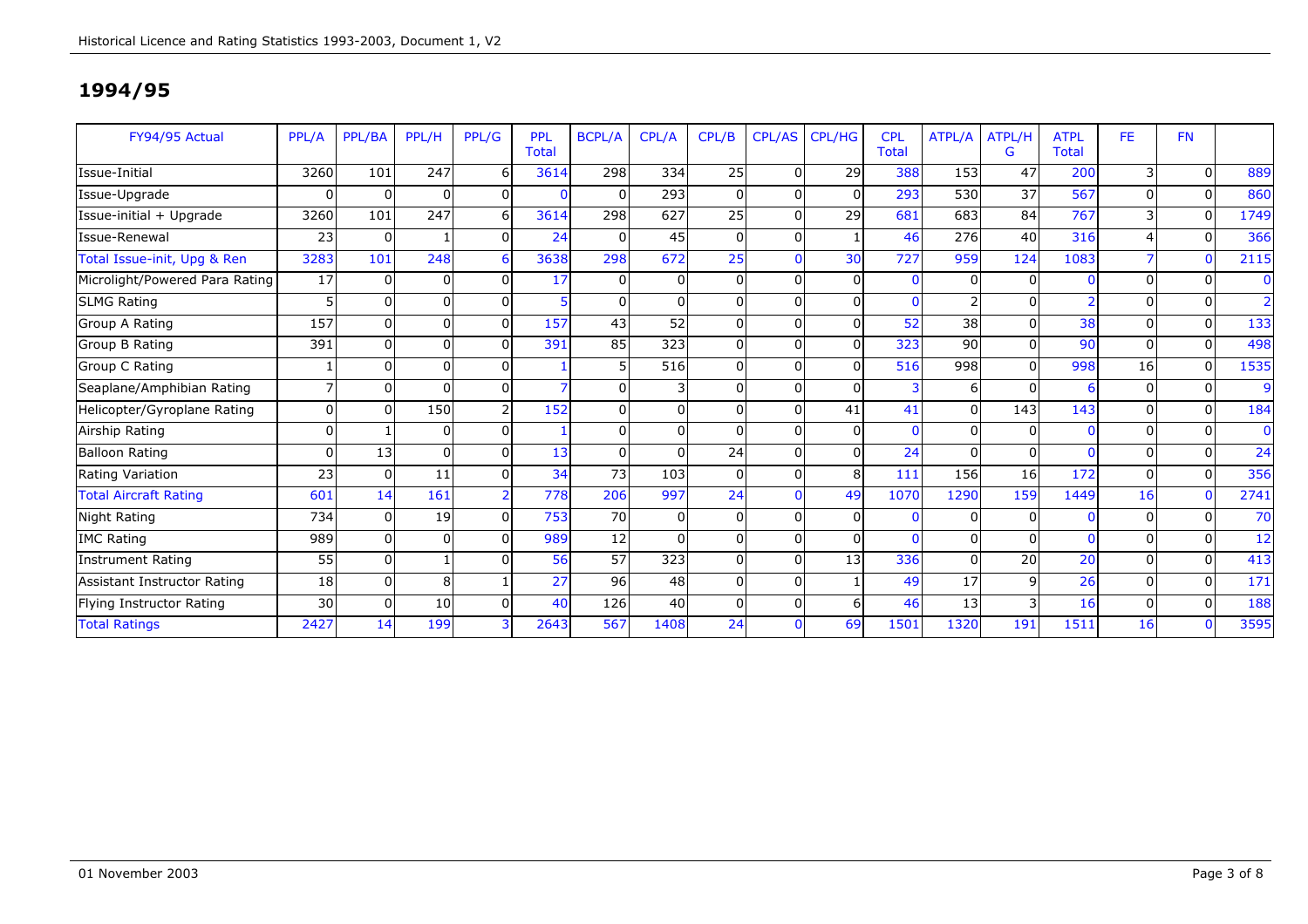## 1994/95

| FY94/95 Actual | PPL/A | PPL/BA | PPL/H | PPL/G | PPL Total | BCPL/A | CPL/A | CPL/B | CPL/AS | CPL/HG | CPL Total | ATPL/A | ATPL/HG | ATPL Total | FE | FN | |
|---|---|---|---|---|---|---|---|---|---|---|---|---|---|---|---|---|---|
| Issue-Initial | 3260 | 101 | 247 | 6 | 3614 | 298 | 334 | 25 | 0 | 29 | 388 | 153 | 47 | 200 | 3 | 0 | 889 |
| Issue-Upgrade | 0 | 0 | 0 | 0 | 0 | 0 | 293 | 0 | 0 | 0 | 293 | 530 | 37 | 567 | 0 | 0 | 860 |
| Issue-initial + Upgrade | 3260 | 101 | 247 | 6 | 3614 | 298 | 627 | 25 | 0 | 29 | 681 | 683 | 84 | 767 | 3 | 0 | 1749 |
| Issue-Renewal | 23 | 0 | 1 | 0 | 24 | 0 | 45 | 0 | 0 | 1 | 46 | 276 | 40 | 316 | 4 | 0 | 366 |
| Total Issue-init, Upg & Ren | 3283 | 101 | 248 | 6 | 3638 | 298 | 672 | 25 | 0 | 30 | 727 | 959 | 124 | 1083 | 7 | 0 | 2115 |
| Microlight/Powered Para Rating | 17 | 0 | 0 | 0 | 17 | 0 | 0 | 0 | 0 | 0 | 0 | 0 | 0 | 0 | 0 | 0 | 0 |
| SLMG Rating | 5 | 0 | 0 | 0 | 5 | 0 | 0 | 0 | 0 | 0 | 0 | 2 | 0 | 2 | 0 | 0 | 2 |
| Group A Rating | 157 | 0 | 0 | 0 | 157 | 43 | 52 | 0 | 0 | 0 | 52 | 38 | 0 | 38 | 0 | 0 | 133 |
| Group B Rating | 391 | 0 | 0 | 0 | 391 | 85 | 323 | 0 | 0 | 0 | 323 | 90 | 0 | 90 | 0 | 0 | 498 |
| Group C Rating | 1 | 0 | 0 | 0 | 1 | 5 | 516 | 0 | 0 | 0 | 516 | 998 | 0 | 998 | 16 | 0 | 1535 |
| Seaplane/Amphibian Rating | 7 | 0 | 0 | 0 | 7 | 0 | 3 | 0 | 0 | 0 | 3 | 6 | 0 | 6 | 0 | 0 | 9 |
| Helicopter/Gyroplane Rating | 0 | 0 | 150 | 2 | 152 | 0 | 0 | 0 | 0 | 41 | 41 | 0 | 143 | 143 | 0 | 0 | 184 |
| Airship Rating | 0 | 1 | 0 | 0 | 1 | 0 | 0 | 0 | 0 | 0 | 0 | 0 | 0 | 0 | 0 | 0 | 0 |
| Balloon Rating | 0 | 13 | 0 | 0 | 13 | 0 | 0 | 24 | 0 | 0 | 24 | 0 | 0 | 0 | 0 | 0 | 24 |
| Rating Variation | 23 | 0 | 11 | 0 | 34 | 73 | 103 | 0 | 0 | 8 | 111 | 156 | 16 | 172 | 0 | 0 | 356 |
| Total Aircraft Rating | 601 | 14 | 161 | 2 | 778 | 206 | 997 | 24 | 0 | 49 | 1070 | 1290 | 159 | 1449 | 16 | 0 | 2741 |
| Night Rating | 734 | 0 | 19 | 0 | 753 | 70 | 0 | 0 | 0 | 0 | 0 | 0 | 0 | 0 | 0 | 0 | 70 |
| IMC Rating | 989 | 0 | 0 | 0 | 989 | 12 | 0 | 0 | 0 | 0 | 0 | 0 | 0 | 0 | 0 | 0 | 12 |
| Instrument Rating | 55 | 0 | 1 | 0 | 56 | 57 | 323 | 0 | 0 | 13 | 336 | 0 | 20 | 20 | 0 | 0 | 413 |
| Assistant Instructor Rating | 18 | 0 | 8 | 1 | 27 | 96 | 48 | 0 | 0 | 1 | 49 | 17 | 9 | 26 | 0 | 0 | 171 |
| Flying Instructor Rating | 30 | 0 | 10 | 0 | 40 | 126 | 40 | 0 | 0 | 6 | 46 | 13 | 3 | 16 | 0 | 0 | 188 |
| Total Ratings | 2427 | 14 | 199 | 3 | 2643 | 567 | 1408 | 24 | 0 | 69 | 1501 | 1320 | 191 | 1511 | 16 | 0 | 3595 |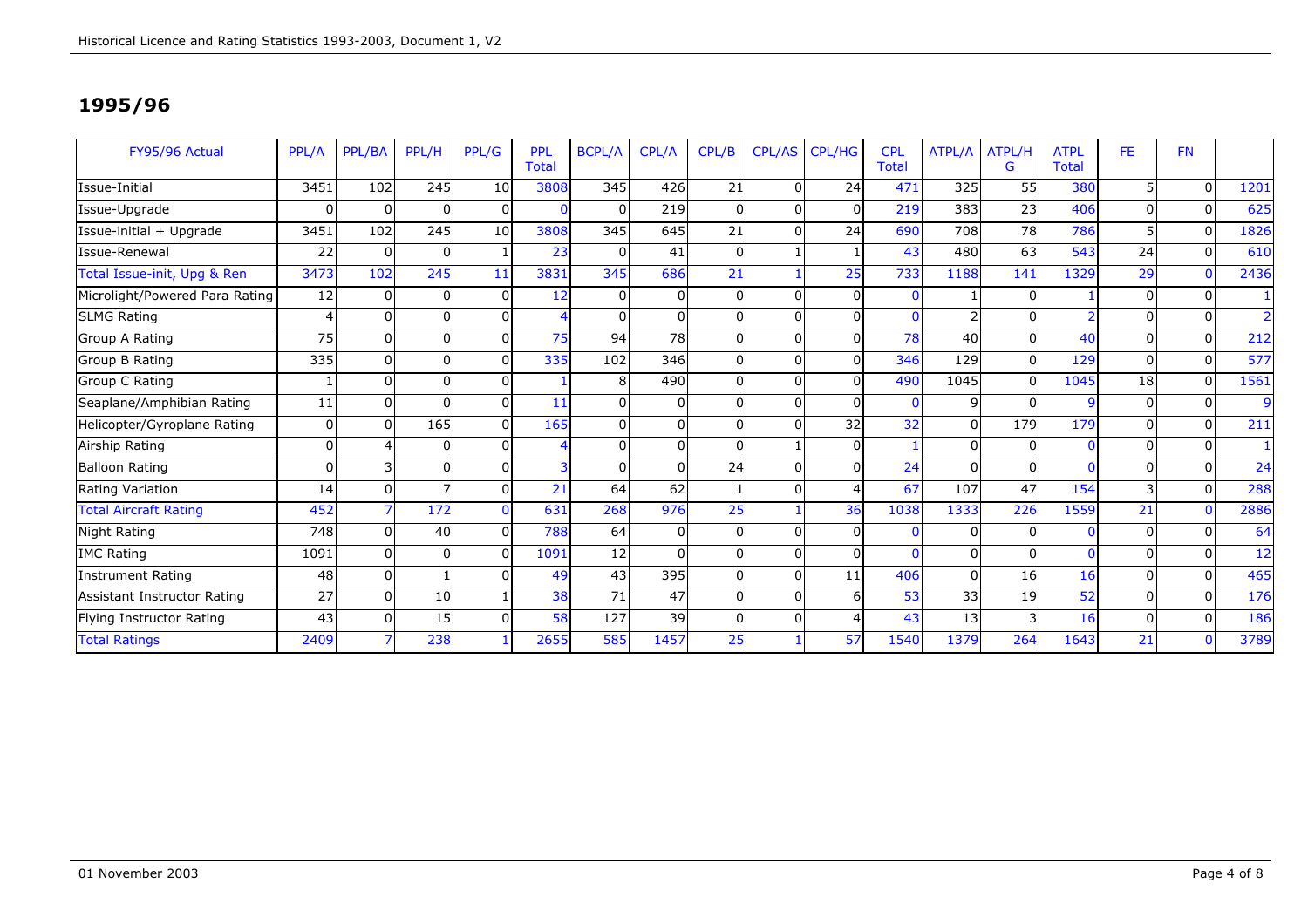## 1995/96

| FY95/96 Actual | PPL/A | PPL/BA | PPL/H | PPL/G | PPL Total | BCPL/A | CPL/A | CPL/B | CPL/AS | CPL/HG | CPL Total | ATPL/A | ATPL/H G | ATPL Total | FE | FN | |
|---|---|---|---|---|---|---|---|---|---|---|---|---|---|---|---|---|---|
| Issue-Initial | 3451 | 102 | 245 | 10 | 3808 | 345 | 426 | 21 | 0 | 24 | 471 | 325 | 55 | 380 | 5 | 0 | 1201 |
| Issue-Upgrade | 0 | 0 | 0 | 0 | 0 | 0 | 219 | 0 | 0 | 0 | 219 | 383 | 23 | 406 | 0 | 0 | 625 |
| Issue-initial + Upgrade | 3451 | 102 | 245 | 10 | 3808 | 345 | 645 | 21 | 0 | 24 | 690 | 708 | 78 | 786 | 5 | 0 | 1826 |
| Issue-Renewal | 22 | 0 | 0 | 1 | 23 | 0 | 41 | 0 | 1 | 1 | 43 | 480 | 63 | 543 | 24 | 0 | 610 |
| Total Issue-init, Upg & Ren | 3473 | 102 | 245 | 11 | 3831 | 345 | 686 | 21 | 1 | 25 | 733 | 1188 | 141 | 1329 | 29 | 0 | 2436 |
| Microlight/Powered Para Rating | 12 | 0 | 0 | 0 | 12 | 0 | 0 | 0 | 0 | 0 | 0 | 1 | 0 | 1 | 0 | 0 | 1 |
| SLMG Rating | 4 | 0 | 0 | 0 | 4 | 0 | 0 | 0 | 0 | 0 | 0 | 2 | 0 | 2 | 0 | 0 | 2 |
| Group A Rating | 75 | 0 | 0 | 0 | 75 | 94 | 78 | 0 | 0 | 0 | 78 | 40 | 0 | 40 | 0 | 0 | 212 |
| Group B Rating | 335 | 0 | 0 | 0 | 335 | 102 | 346 | 0 | 0 | 0 | 346 | 129 | 0 | 129 | 0 | 0 | 577 |
| Group C Rating | 1 | 0 | 0 | 0 | 1 | 8 | 490 | 0 | 0 | 0 | 490 | 1045 | 0 | 1045 | 18 | 0 | 1561 |
| Seaplane/Amphibian Rating | 11 | 0 | 0 | 0 | 11 | 0 | 0 | 0 | 0 | 0 | 0 | 9 | 0 | 9 | 0 | 0 | 9 |
| Helicopter/Gyroplane Rating | 0 | 0 | 165 | 0 | 165 | 0 | 0 | 0 | 0 | 32 | 32 | 0 | 179 | 179 | 0 | 0 | 211 |
| Airship Rating | 0 | 4 | 0 | 0 | 4 | 0 | 0 | 0 | 1 | 0 | 1 | 0 | 0 | 0 | 0 | 0 | 1 |
| Balloon Rating | 0 | 3 | 0 | 0 | 3 | 0 | 0 | 24 | 0 | 0 | 24 | 0 | 0 | 0 | 0 | 0 | 24 |
| Rating Variation | 14 | 0 | 7 | 0 | 21 | 64 | 62 | 1 | 0 | 4 | 67 | 107 | 47 | 154 | 3 | 0 | 288 |
| Total Aircraft Rating | 452 | 7 | 172 | 0 | 631 | 268 | 976 | 25 | 1 | 36 | 1038 | 1333 | 226 | 1559 | 21 | 0 | 2886 |
| Night Rating | 748 | 0 | 40 | 0 | 788 | 64 | 0 | 0 | 0 | 0 | 0 | 0 | 0 | 0 | 0 | 0 | 64 |
| IMC Rating | 1091 | 0 | 0 | 0 | 1091 | 12 | 0 | 0 | 0 | 0 | 0 | 0 | 0 | 0 | 0 | 0 | 12 |
| Instrument Rating | 48 | 0 | 1 | 0 | 49 | 43 | 395 | 0 | 0 | 11 | 406 | 0 | 16 | 16 | 0 | 0 | 465 |
| Assistant Instructor Rating | 27 | 0 | 10 | 1 | 38 | 71 | 47 | 0 | 0 | 6 | 53 | 33 | 19 | 52 | 0 | 0 | 176 |
| Flying Instructor Rating | 43 | 0 | 15 | 0 | 58 | 127 | 39 | 0 | 0 | 4 | 43 | 13 | 3 | 16 | 0 | 0 | 186 |
| Total Ratings | 2409 | 7 | 238 | 1 | 2655 | 585 | 1457 | 25 | 1 | 57 | 1540 | 1379 | 264 | 1643 | 21 | 0 | 3789 |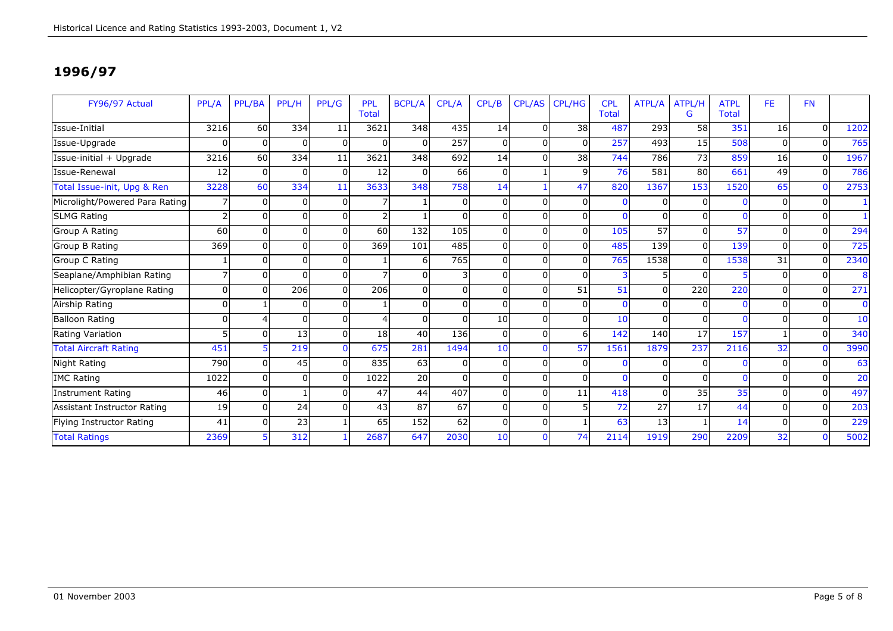## 1996/97

| FY96/97 Actual | PPL/A | PPL/BA | PPL/H | PPL/G | PPL Total | BCPL/A | CPL/A | CPL/B | CPL/AS | CPL/HG | CPL Total | ATPL/A | ATPL/HG | ATPL Total | FE | FN | |
|---|---|---|---|---|---|---|---|---|---|---|---|---|---|---|---|---|---|
| Issue-Initial | 3216 | 60 | 334 | 11 | 3621 | 348 | 435 | 14 | 0 | 38 | 487 | 293 | 58 | 351 | 16 | 0 | 1202 |
| Issue-Upgrade | 0 | 0 | 0 | 0 | 0 | 0 | 257 | 0 | 0 | 0 | 257 | 493 | 15 | 508 | 0 | 0 | 765 |
| Issue-initial + Upgrade | 3216 | 60 | 334 | 11 | 3621 | 348 | 692 | 14 | 0 | 38 | 744 | 786 | 73 | 859 | 16 | 0 | 1967 |
| Issue-Renewal | 12 | 0 | 0 | 0 | 12 | 0 | 66 | 0 | 1 | 9 | 76 | 581 | 80 | 661 | 49 | 0 | 786 |
| Total Issue-init, Upg & Ren | 3228 | 60 | 334 | 11 | 3633 | 348 | 758 | 14 | 1 | 47 | 820 | 1367 | 153 | 1520 | 65 | 0 | 2753 |
| Microlight/Powered Para Rating | 7 | 0 | 0 | 0 | 7 | 1 | 0 | 0 | 0 | 0 | 0 | 0 | 0 | 0 | 0 | 0 | 1 |
| SLMG Rating | 2 | 0 | 0 | 0 | 2 | 1 | 0 | 0 | 0 | 0 | 0 | 0 | 0 | 0 | 0 | 0 | 1 |
| Group A Rating | 60 | 0 | 0 | 0 | 60 | 132 | 105 | 0 | 0 | 0 | 105 | 57 | 0 | 57 | 0 | 0 | 294 |
| Group B Rating | 369 | 0 | 0 | 0 | 369 | 101 | 485 | 0 | 0 | 0 | 485 | 139 | 0 | 139 | 0 | 0 | 725 |
| Group C Rating | 1 | 0 | 0 | 0 | 1 | 6 | 765 | 0 | 0 | 0 | 765 | 1538 | 0 | 1538 | 31 | 0 | 2340 |
| Seaplane/Amphibian Rating | 7 | 0 | 0 | 0 | 7 | 0 | 3 | 0 | 0 | 0 | 3 | 5 | 0 | 5 | 0 | 0 | 8 |
| Helicopter/Gyroplane Rating | 0 | 0 | 206 | 0 | 206 | 0 | 0 | 0 | 0 | 51 | 51 | 0 | 220 | 220 | 0 | 0 | 271 |
| Airship Rating | 0 | 1 | 0 | 0 | 1 | 0 | 0 | 0 | 0 | 0 | 0 | 0 | 0 | 0 | 0 | 0 | 0 |
| Balloon Rating | 0 | 4 | 0 | 0 | 4 | 0 | 0 | 10 | 0 | 0 | 10 | 0 | 0 | 0 | 0 | 0 | 10 |
| Rating Variation | 5 | 0 | 13 | 0 | 18 | 40 | 136 | 0 | 0 | 6 | 142 | 140 | 17 | 157 | 1 | 0 | 340 |
| Total Aircraft Rating | 451 | 5 | 219 | 0 | 675 | 281 | 1494 | 10 | 0 | 57 | 1561 | 1879 | 237 | 2116 | 32 | 0 | 3990 |
| Night Rating | 790 | 0 | 45 | 0 | 835 | 63 | 0 | 0 | 0 | 0 | 0 | 0 | 0 | 0 | 0 | 0 | 63 |
| IMC Rating | 1022 | 0 | 0 | 0 | 1022 | 20 | 0 | 0 | 0 | 0 | 0 | 0 | 0 | 0 | 0 | 0 | 20 |
| Instrument Rating | 46 | 0 | 1 | 0 | 47 | 44 | 407 | 0 | 0 | 11 | 418 | 0 | 35 | 35 | 0 | 0 | 497 |
| Assistant Instructor Rating | 19 | 0 | 24 | 0 | 43 | 87 | 67 | 0 | 0 | 5 | 72 | 27 | 17 | 44 | 0 | 0 | 203 |
| Flying Instructor Rating | 41 | 0 | 23 | 1 | 65 | 152 | 62 | 0 | 0 | 1 | 63 | 13 | 1 | 14 | 0 | 0 | 229 |
| Total Ratings | 2369 | 5 | 312 | 1 | 2687 | 647 | 2030 | 10 | 0 | 74 | 2114 | 1919 | 290 | 2209 | 32 | 0 | 5002 |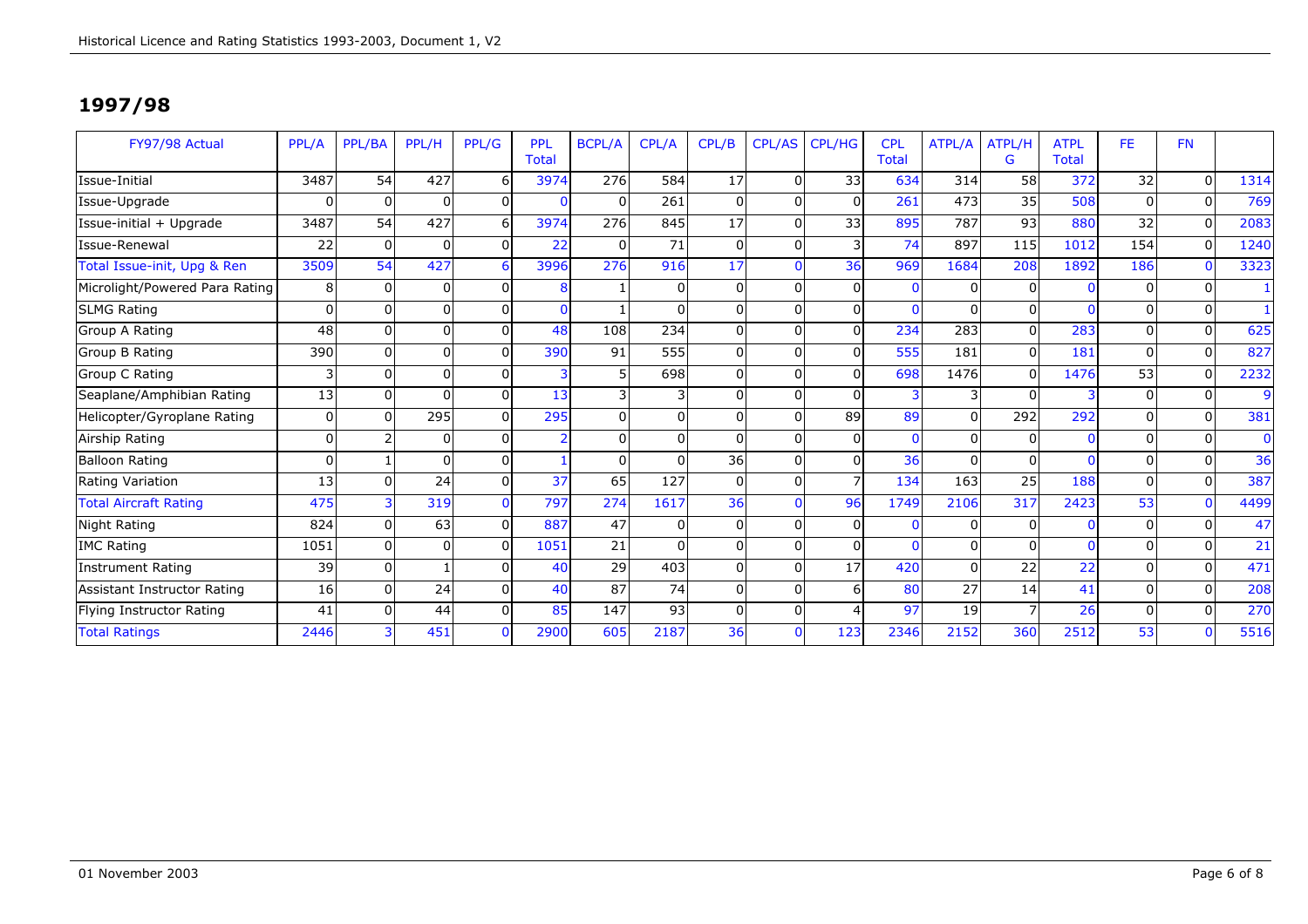## 1997/98

| FY97/98 Actual | PPL/A | PPL/BA | PPL/H | PPL/G | PPL Total | BCPL/A | CPL/A | CPL/B | CPL/AS | CPL/HG | CPL Total | ATPL/A | ATPL/H G | ATPL Total | FE | FN | |
|---|---|---|---|---|---|---|---|---|---|---|---|---|---|---|---|---|---|
| Issue-Initial | 3487 | 54 | 427 | 6 | 3974 | 276 | 584 | 17 | 0 | 33 | 634 | 314 | 58 | 372 | 32 | 0 | 1314 |
| Issue-Upgrade | 0 | 0 | 0 | 0 | 0 | 0 | 261 | 0 | 0 | 0 | 261 | 473 | 35 | 508 | 0 | 0 | 769 |
| Issue-initial + Upgrade | 3487 | 54 | 427 | 6 | 3974 | 276 | 845 | 17 | 0 | 33 | 895 | 787 | 93 | 880 | 32 | 0 | 2083 |
| Issue-Renewal | 22 | 0 | 0 | 0 | 22 | 0 | 71 | 0 | 0 | 3 | 74 | 897 | 115 | 1012 | 154 | 0 | 1240 |
| Total Issue-init, Upg & Ren | 3509 | 54 | 427 | 6 | 3996 | 276 | 916 | 17 | 0 | 36 | 969 | 1684 | 208 | 1892 | 186 | 0 | 3323 |
| Microlight/Powered Para Rating | 8 | 0 | 0 | 0 | 8 | 1 | 0 | 0 | 0 | 0 | 0 | 0 | 0 | 0 | 0 | 0 | 1 |
| SLMG Rating | 0 | 0 | 0 | 0 | 0 | 1 | 0 | 0 | 0 | 0 | 0 | 0 | 0 | 0 | 0 | 0 | 1 |
| Group A Rating | 48 | 0 | 0 | 0 | 48 | 108 | 234 | 0 | 0 | 0 | 234 | 283 | 0 | 283 | 0 | 0 | 625 |
| Group B Rating | 390 | 0 | 0 | 0 | 390 | 91 | 555 | 0 | 0 | 0 | 555 | 181 | 0 | 181 | 0 | 0 | 827 |
| Group C Rating | 3 | 0 | 0 | 0 | 3 | 5 | 698 | 0 | 0 | 0 | 698 | 1476 | 0 | 1476 | 53 | 0 | 2232 |
| Seaplane/Amphibian Rating | 13 | 0 | 0 | 0 | 13 | 3 | 3 | 0 | 0 | 0 | 3 | 3 | 0 | 3 | 0 | 0 | 9 |
| Helicopter/Gyroplane Rating | 0 | 0 | 295 | 0 | 295 | 0 | 0 | 0 | 0 | 89 | 89 | 0 | 292 | 292 | 0 | 0 | 381 |
| Airship Rating | 0 | 2 | 0 | 0 | 2 | 0 | 0 | 0 | 0 | 0 | 0 | 0 | 0 | 0 | 0 | 0 | 0 |
| Balloon Rating | 0 | 1 | 0 | 0 | 1 | 0 | 0 | 36 | 0 | 0 | 36 | 0 | 0 | 0 | 0 | 0 | 36 |
| Rating Variation | 13 | 0 | 24 | 0 | 37 | 65 | 127 | 0 | 0 | 7 | 134 | 163 | 25 | 188 | 0 | 0 | 387 |
| Total Aircraft Rating | 475 | 3 | 319 | 0 | 797 | 274 | 1617 | 36 | 0 | 96 | 1749 | 2106 | 317 | 2423 | 53 | 0 | 4499 |
| Night Rating | 824 | 0 | 63 | 0 | 887 | 47 | 0 | 0 | 0 | 0 | 0 | 0 | 0 | 0 | 0 | 0 | 47 |
| IMC Rating | 1051 | 0 | 0 | 0 | 1051 | 21 | 0 | 0 | 0 | 0 | 0 | 0 | 0 | 0 | 0 | 0 | 21 |
| Instrument Rating | 39 | 0 | 1 | 0 | 40 | 29 | 403 | 0 | 0 | 17 | 420 | 0 | 22 | 22 | 0 | 0 | 471 |
| Assistant Instructor Rating | 16 | 0 | 24 | 0 | 40 | 87 | 74 | 0 | 0 | 6 | 80 | 27 | 14 | 41 | 0 | 0 | 208 |
| Flying Instructor Rating | 41 | 0 | 44 | 0 | 85 | 147 | 93 | 0 | 0 | 4 | 97 | 19 | 7 | 26 | 0 | 0 | 270 |
| Total Ratings | 2446 | 3 | 451 | 0 | 2900 | 605 | 2187 | 36 | 0 | 123 | 2346 | 2152 | 360 | 2512 | 53 | 0 | 5516 |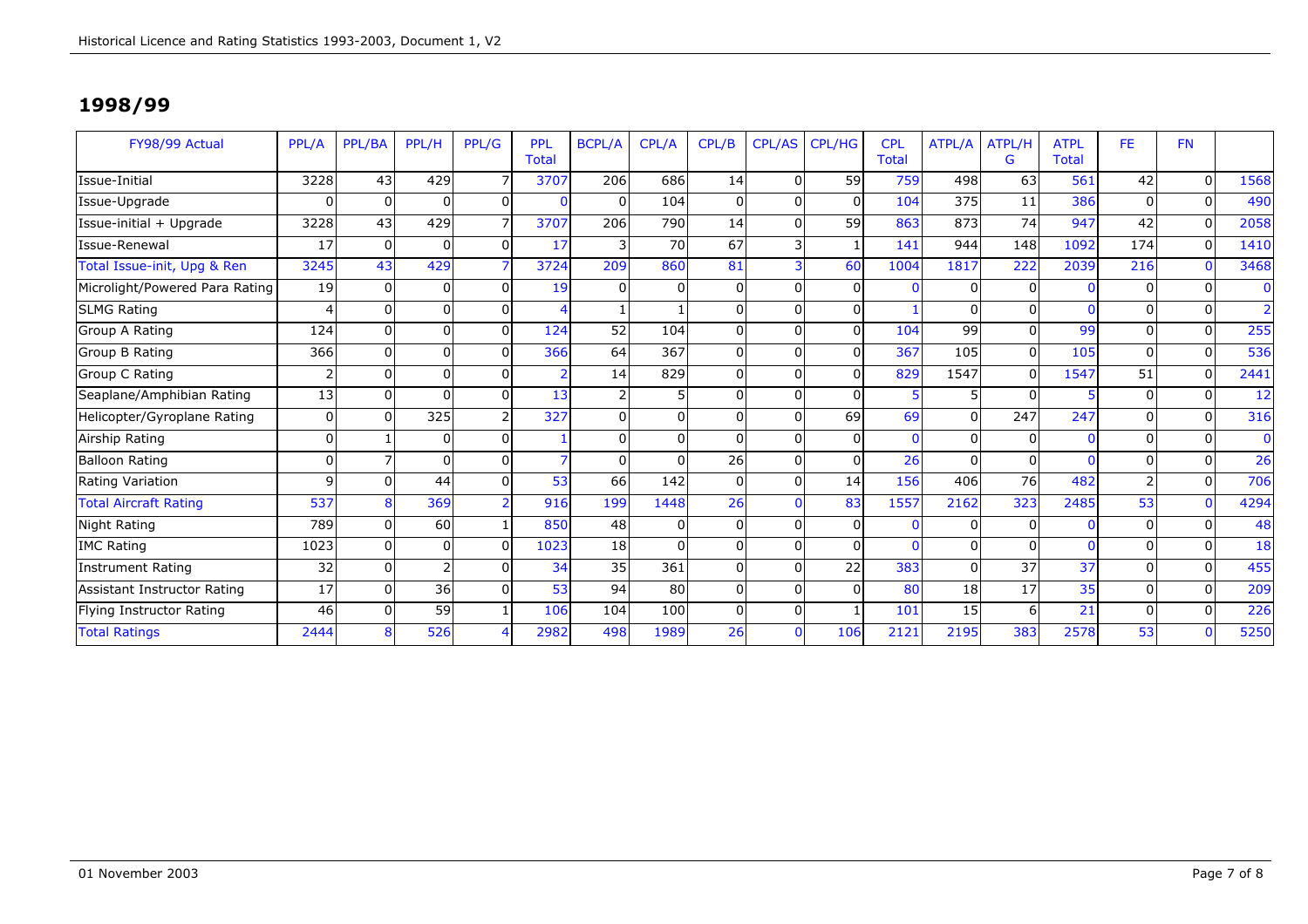## 1998/99

| FY98/99 Actual | PPL/A | PPL/BA | PPL/H | PPL/G | PPL Total | BCPL/A | CPL/A | CPL/B | CPL/AS | CPL/HG | CPL Total | ATPL/A | ATPL/HG | ATPL Total | FE | FN | |
|---|---|---|---|---|---|---|---|---|---|---|---|---|---|---|---|---|---|
| Issue-Initial | 3228 | 43 | 429 | 7 | 3707 | 206 | 686 | 14 | 0 | 59 | 759 | 498 | 63 | 561 | 42 | 0 | 1568 |
| Issue-Upgrade | 0 | 0 | 0 | 0 | 0 | 0 | 104 | 0 | 0 | 0 | 104 | 375 | 11 | 386 | 0 | 0 | 490 |
| Issue-initial + Upgrade | 3228 | 43 | 429 | 7 | 3707 | 206 | 790 | 14 | 0 | 59 | 863 | 873 | 74 | 947 | 42 | 0 | 2058 |
| Issue-Renewal | 17 | 0 | 0 | 0 | 17 | 3 | 70 | 67 | 3 | 1 | 141 | 944 | 148 | 1092 | 174 | 0 | 1410 |
| Total Issue-init, Upg & Ren | 3245 | 43 | 429 | 7 | 3724 | 209 | 860 | 81 | 3 | 60 | 1004 | 1817 | 222 | 2039 | 216 | 0 | 3468 |
| Microlight/Powered Para Rating | 19 | 0 | 0 | 0 | 19 | 0 | 0 | 0 | 0 | 0 | 0 | 0 | 0 | 0 | 0 | 0 | 0 |
| SLMG Rating | 4 | 0 | 0 | 0 | 4 | 1 | 1 | 0 | 0 | 0 | 1 | 0 | 0 | 0 | 0 | 0 | 2 |
| Group A Rating | 124 | 0 | 0 | 0 | 124 | 52 | 104 | 0 | 0 | 0 | 104 | 99 | 0 | 99 | 0 | 0 | 255 |
| Group B Rating | 366 | 0 | 0 | 0 | 366 | 64 | 367 | 0 | 0 | 0 | 367 | 105 | 0 | 105 | 0 | 0 | 536 |
| Group C Rating | 2 | 0 | 0 | 0 | 2 | 14 | 829 | 0 | 0 | 0 | 829 | 1547 | 0 | 1547 | 51 | 0 | 2441 |
| Seaplane/Amphibian Rating | 13 | 0 | 0 | 0 | 13 | 2 | 5 | 0 | 0 | 0 | 5 | 5 | 0 | 5 | 0 | 0 | 12 |
| Helicopter/Gyroplane Rating | 0 | 0 | 325 | 2 | 327 | 0 | 0 | 0 | 0 | 69 | 69 | 0 | 247 | 247 | 0 | 0 | 316 |
| Airship Rating | 0 | 1 | 0 | 0 | 1 | 0 | 0 | 0 | 0 | 0 | 0 | 0 | 0 | 0 | 0 | 0 | 0 |
| Balloon Rating | 0 | 7 | 0 | 0 | 7 | 0 | 0 | 26 | 0 | 0 | 26 | 0 | 0 | 0 | 0 | 0 | 26 |
| Rating Variation | 9 | 0 | 44 | 0 | 53 | 66 | 142 | 0 | 0 | 14 | 156 | 406 | 76 | 482 | 2 | 0 | 706 |
| Total Aircraft Rating | 537 | 8 | 369 | 2 | 916 | 199 | 1448 | 26 | 0 | 83 | 1557 | 2162 | 323 | 2485 | 53 | 0 | 4294 |
| Night Rating | 789 | 0 | 60 | 1 | 850 | 48 | 0 | 0 | 0 | 0 | 0 | 0 | 0 | 0 | 0 | 0 | 48 |
| IMC Rating | 1023 | 0 | 0 | 0 | 1023 | 18 | 0 | 0 | 0 | 0 | 0 | 0 | 0 | 0 | 0 | 0 | 18 |
| Instrument Rating | 32 | 0 | 2 | 0 | 34 | 35 | 361 | 0 | 0 | 22 | 383 | 0 | 37 | 37 | 0 | 0 | 455 |
| Assistant Instructor Rating | 17 | 0 | 36 | 0 | 53 | 94 | 80 | 0 | 0 | 0 | 80 | 18 | 17 | 35 | 0 | 0 | 209 |
| Flying Instructor Rating | 46 | 0 | 59 | 1 | 106 | 104 | 100 | 0 | 0 | 1 | 101 | 15 | 6 | 21 | 0 | 0 | 226 |
| Total Ratings | 2444 | 8 | 526 | 4 | 2982 | 498 | 1989 | 26 | 0 | 106 | 2121 | 2195 | 383 | 2578 | 53 | 0 | 5250 |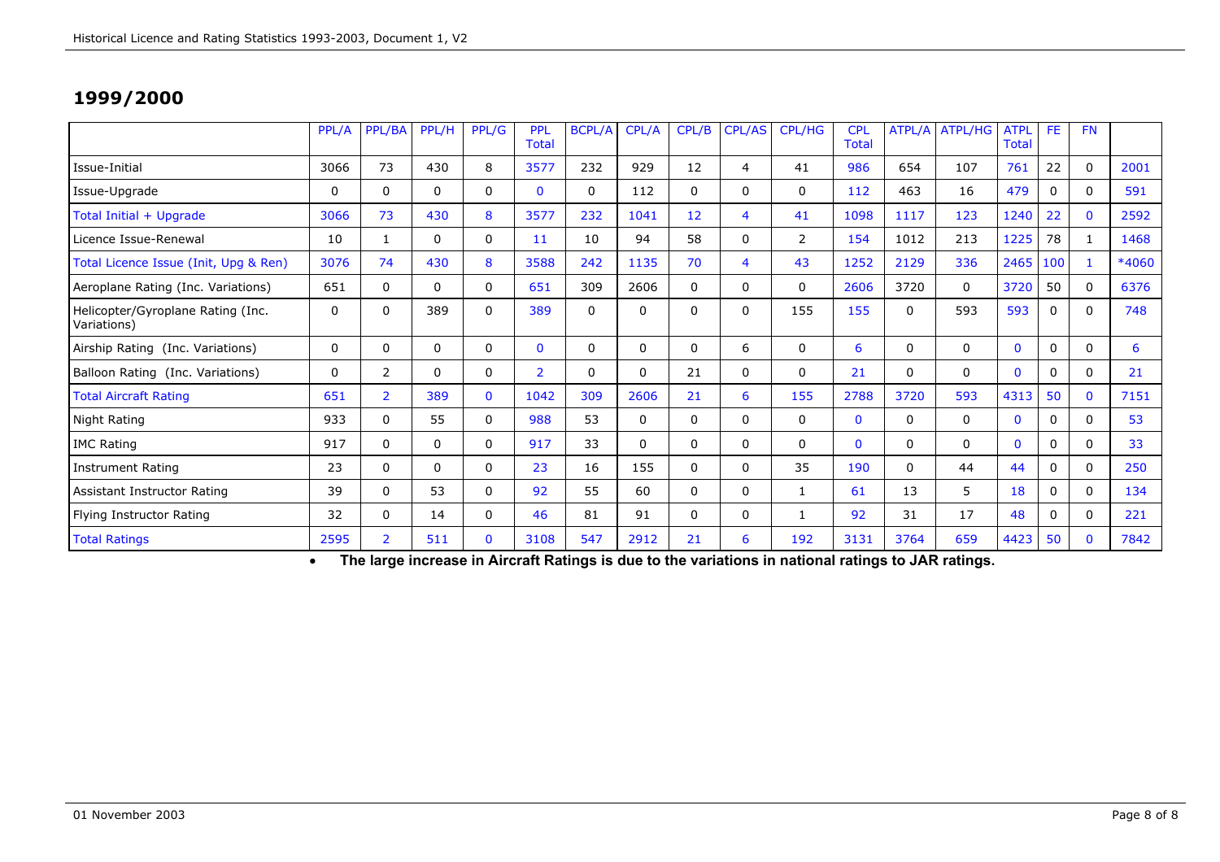## 1999/2000

| | PPL/A | PPL/BA | PPL/H | PPL/G | PPL Total | BCPL/A | CPL/A | CPL/B | CPL/AS | CPL/HG | CPL Total | ATPL/A | ATPL/HG | ATPL Total | FE | FN | |
|---|---|---|---|---|---|---|---|---|---|---|---|---|---|---|---|---|---|
| Issue-Initial | 3066 | 73 | 430 | 8 | 3577 | 232 | 929 | 12 | 4 | 41 | 986 | 654 | 107 | 761 | 22 | 0 | 2001 |
| Issue-Upgrade | 0 | 0 | 0 | 0 | 0 | 0 | 112 | 0 | 0 | 0 | 112 | 463 | 16 | 479 | 0 | 0 | 591 |
| Total Initial + Upgrade | 3066 | 73 | 430 | 8 | 3577 | 232 | 1041 | 12 | 4 | 41 | 1098 | 1117 | 123 | 1240 | 22 | 0 | 2592 |
| Licence Issue-Renewal | 10 | 1 | 0 | 0 | 11 | 10 | 94 | 58 | 0 | 2 | 154 | 1012 | 213 | 1225 | 78 | 1 | 1468 |
| Total Licence Issue (Init, Upg & Ren) | 3076 | 74 | 430 | 8 | 3588 | 242 | 1135 | 70 | 4 | 43 | 1252 | 2129 | 336 | 2465 | 100 | 1 | *4060 |
| Aeroplane Rating (Inc. Variations) | 651 | 0 | 0 | 0 | 651 | 309 | 2606 | 0 | 0 | 0 | 2606 | 3720 | 0 | 3720 | 50 | 0 | 6376 |
| Helicopter/Gyroplane Rating (Inc. Variations) | 0 | 0 | 389 | 0 | 389 | 0 | 0 | 0 | 0 | 155 | 155 | 0 | 593 | 593 | 0 | 0 | 748 |
| Airship Rating (Inc. Variations) | 0 | 0 | 0 | 0 | 0 | 0 | 0 | 0 | 6 | 0 | 6 | 0 | 0 | 0 | 0 | 0 | 6 |
| Balloon Rating (Inc. Variations) | 0 | 2 | 0 | 0 | 2 | 0 | 0 | 21 | 0 | 0 | 21 | 0 | 0 | 0 | 0 | 0 | 21 |
| Total Aircraft Rating | 651 | 2 | 389 | 0 | 1042 | 309 | 2606 | 21 | 6 | 155 | 2788 | 3720 | 593 | 4313 | 50 | 0 | 7151 |
| Night Rating | 933 | 0 | 55 | 0 | 988 | 53 | 0 | 0 | 0 | 0 | 0 | 0 | 0 | 0 | 0 | 0 | 53 |
| IMC Rating | 917 | 0 | 0 | 0 | 917 | 33 | 0 | 0 | 0 | 0 | 0 | 0 | 0 | 0 | 0 | 0 | 33 |
| Instrument Rating | 23 | 0 | 0 | 0 | 23 | 16 | 155 | 0 | 0 | 35 | 190 | 0 | 44 | 44 | 0 | 0 | 250 |
| Assistant Instructor Rating | 39 | 0 | 53 | 0 | 92 | 55 | 60 | 0 | 0 | 1 | 61 | 13 | 5 | 18 | 0 | 0 | 134 |
| Flying Instructor Rating | 32 | 0 | 14 | 0 | 46 | 81 | 91 | 0 | 0 | 1 | 92 | 31 | 17 | 48 | 0 | 0 | 221 |
| Total Ratings | 2595 | 2 | 511 | 0 | 3108 | 547 | 2912 | 21 | 6 | 192 | 3131 | 3764 | 659 | 4423 | 50 | 0 | 7842 |

- **The large increase in Aircraft Ratings is due to the variations in national ratings to JAR ratings.**